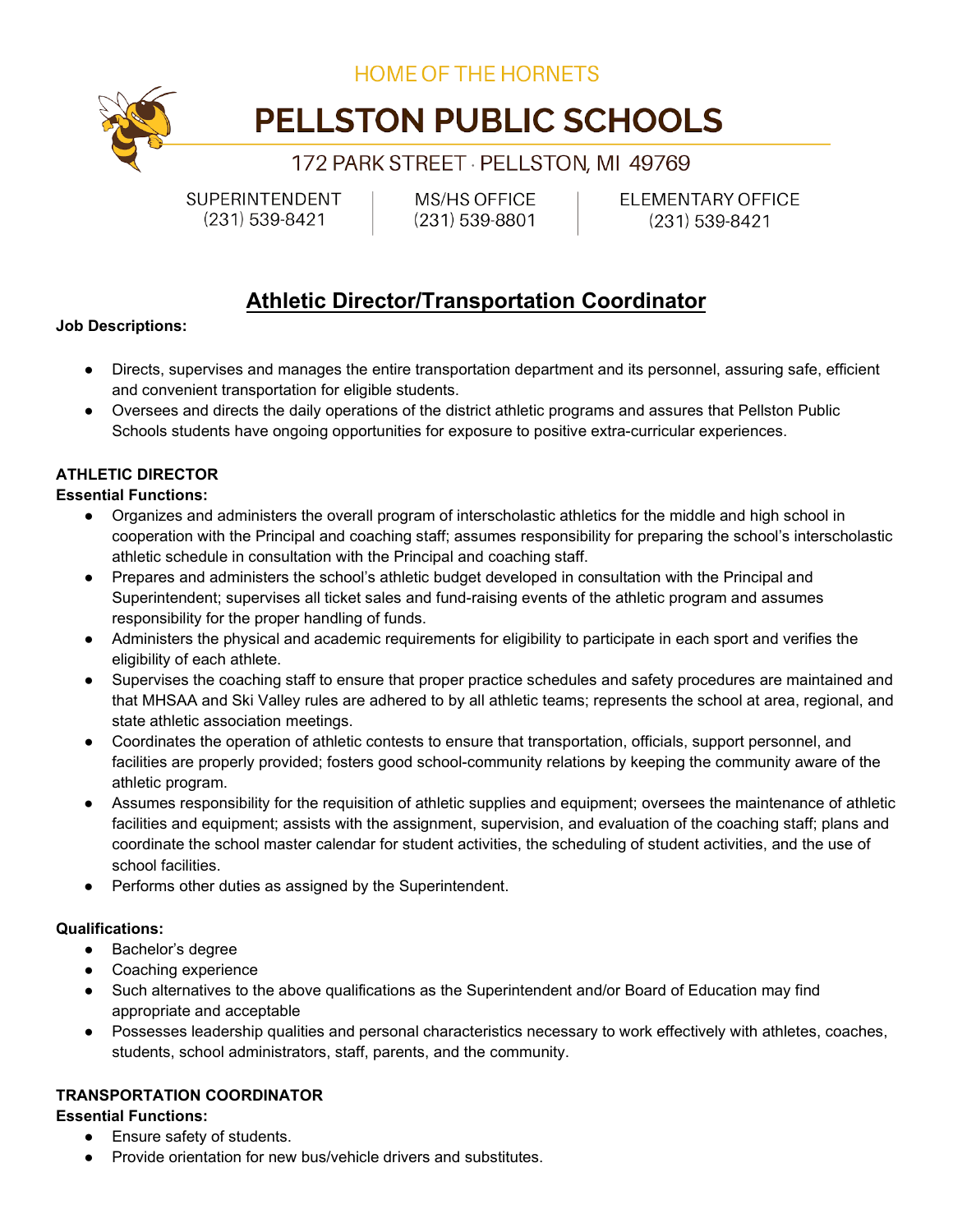HOME OF THE HORNETS

# PELLSTON PUBLIC SCHOOLS

172 PARK STREET · PELLSTON, MI 49769

SUPERINTENDENT (231) 539-8421 | MS/HS OFFICE (231) 539-8801 | ELEMENTARY OFFICE (231) 539-8421

## Athletic Director/Transportation Coordinator

**Job Descriptions:**

- Directs, supervises and manages the entire transportation department and its personnel, assuring safe, efficient and convenient transportation for eligible students.
- Oversees and directs the daily operations of the district athletic programs and assures that Pellston Public Schools students have ongoing opportunities for exposure to positive extra-curricular experiences.

### ATHLETIC DIRECTOR

**Essential Functions:**

- Organizes and administers the overall program of interscholastic athletics for the middle and high school in cooperation with the Principal and coaching staff; assumes responsibility for preparing the school's interscholastic athletic schedule in consultation with the Principal and coaching staff.
- Prepares and administers the school's athletic budget developed in consultation with the Principal and Superintendent; supervises all ticket sales and fund-raising events of the athletic program and assumes responsibility for the proper handling of funds.
- Administers the physical and academic requirements for eligibility to participate in each sport and verifies the eligibility of each athlete.
- Supervises the coaching staff to ensure that proper practice schedules and safety procedures are maintained and that MHSAA and Ski Valley rules are adhered to by all athletic teams; represents the school at area, regional, and state athletic association meetings.
- Coordinates the operation of athletic contests to ensure that transportation, officials, support personnel, and facilities are properly provided; fosters good school-community relations by keeping the community aware of the athletic program.
- Assumes responsibility for the requisition of athletic supplies and equipment; oversees the maintenance of athletic facilities and equipment; assists with the assignment, supervision, and evaluation of the coaching staff; plans and coordinate the school master calendar for student activities, the scheduling of student activities, and the use of school facilities.
- Performs other duties as assigned by the Superintendent.

**Qualifications:**

- Bachelor's degree
- Coaching experience
- Such alternatives to the above qualifications as the Superintendent and/or Board of Education may find appropriate and acceptable
- Possesses leadership qualities and personal characteristics necessary to work effectively with athletes, coaches, students, school administrators, staff, parents, and the community.

### TRANSPORTATION COORDINATOR

**Essential Functions:**

- Ensure safety of students.
- Provide orientation for new bus/vehicle drivers and substitutes.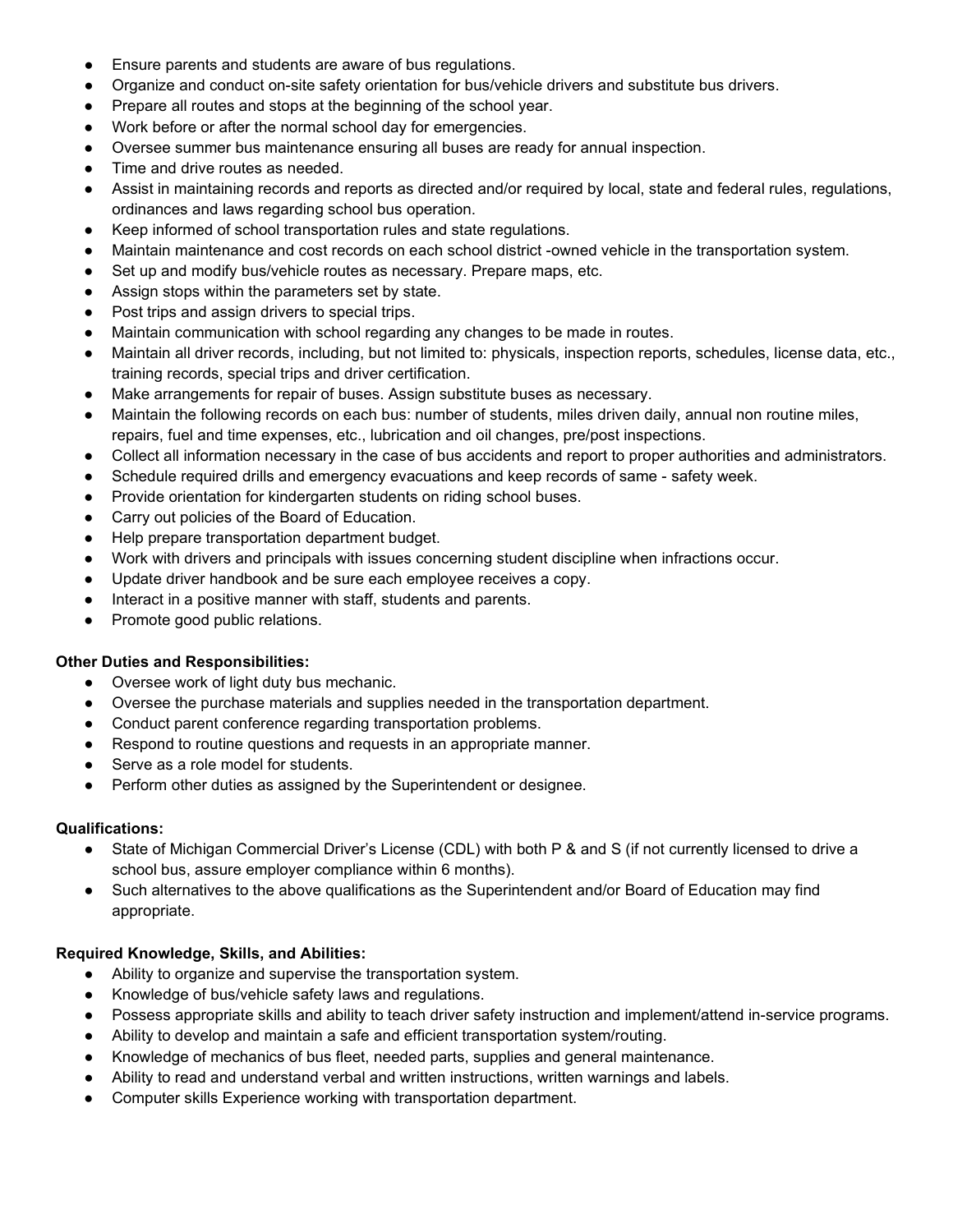- Ensure parents and students are aware of bus regulations.
- Organize and conduct on-site safety orientation for bus/vehicle drivers and substitute bus drivers.
- Prepare all routes and stops at the beginning of the school year.
- Work before or after the normal school day for emergencies.
- Oversee summer bus maintenance ensuring all buses are ready for annual inspection.
- Time and drive routes as needed.
- Assist in maintaining records and reports as directed and/or required by local, state and federal rules, regulations, ordinances and laws regarding school bus operation.
- Keep informed of school transportation rules and state regulations.
- Maintain maintenance and cost records on each school district -owned vehicle in the transportation system.
- Set up and modify bus/vehicle routes as necessary. Prepare maps, etc.
- Assign stops within the parameters set by state.
- Post trips and assign drivers to special trips.
- Maintain communication with school regarding any changes to be made in routes.
- Maintain all driver records, including, but not limited to: physicals, inspection reports, schedules, license data, etc., training records, special trips and driver certification.
- Make arrangements for repair of buses. Assign substitute buses as necessary.
- Maintain the following records on each bus: number of students, miles driven daily, annual non routine miles, repairs, fuel and time expenses, etc., lubrication and oil changes, pre/post inspections.
- Collect all information necessary in the case of bus accidents and report to proper authorities and administrators.
- Schedule required drills and emergency evacuations and keep records of same - safety week.
- Provide orientation for kindergarten students on riding school buses.
- Carry out policies of the Board of Education.
- Help prepare transportation department budget.
- Work with drivers and principals with issues concerning student discipline when infractions occur.
- Update driver handbook and be sure each employee receives a copy.
- Interact in a positive manner with staff, students and parents.
- Promote good public relations.

**Other Duties and Responsibilities:**

- Oversee work of light duty bus mechanic.
- Oversee the purchase materials and supplies needed in the transportation department.
- Conduct parent conference regarding transportation problems.
- Respond to routine questions and requests in an appropriate manner.
- Serve as a role model for students.
- Perform other duties as assigned by the Superintendent or designee.

**Qualifications:**

- State of Michigan Commercial Driver's License (CDL) with both P & and S (if not currently licensed to drive a school bus, assure employer compliance within 6 months).
- Such alternatives to the above qualifications as the Superintendent and/or Board of Education may find appropriate.

**Required Knowledge, Skills, and Abilities:**

- Ability to organize and supervise the transportation system.
- Knowledge of bus/vehicle safety laws and regulations.
- Possess appropriate skills and ability to teach driver safety instruction and implement/attend in-service programs.
- Ability to develop and maintain a safe and efficient transportation system/routing.
- Knowledge of mechanics of bus fleet, needed parts, supplies and general maintenance.
- Ability to read and understand verbal and written instructions, written warnings and labels.
- Computer skills Experience working with transportation department.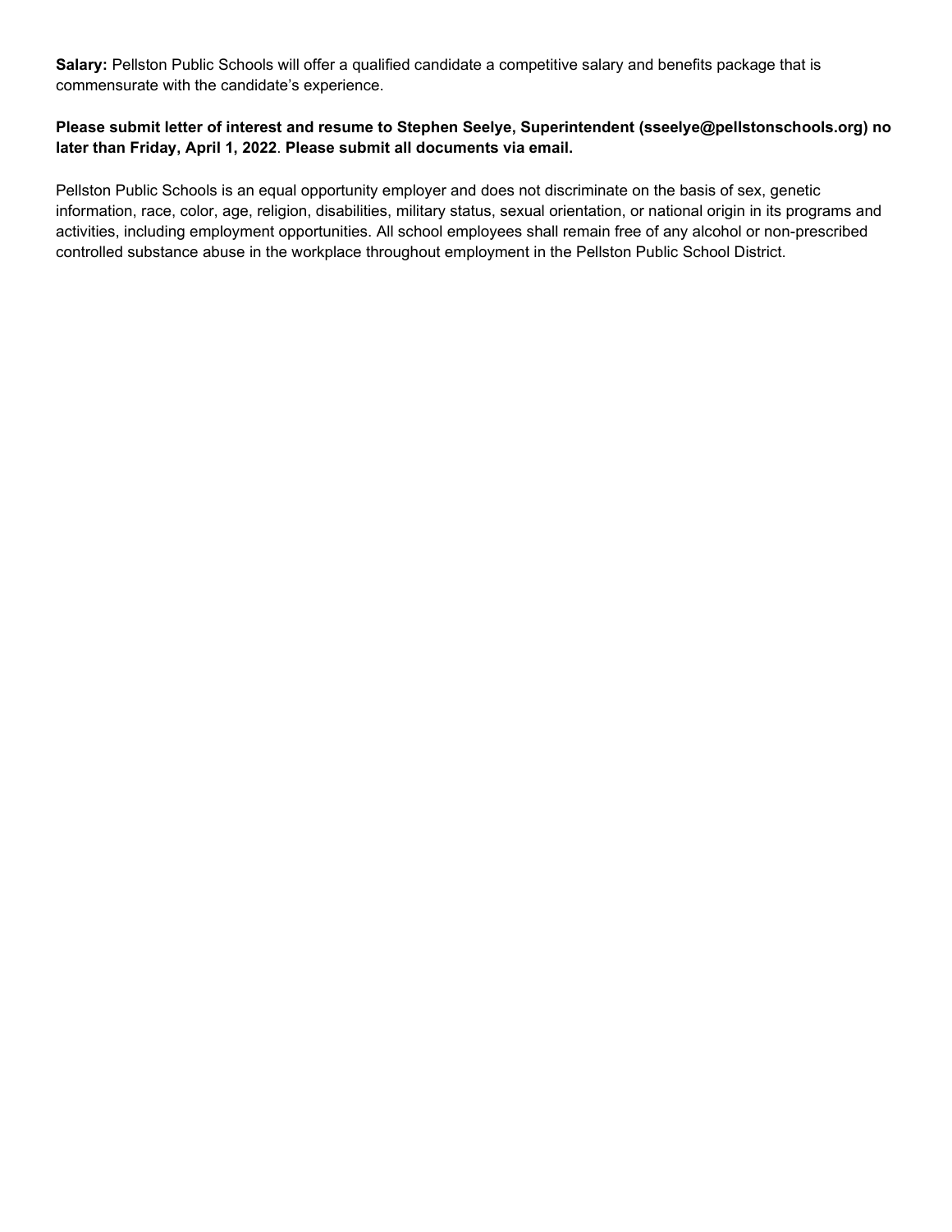**Salary:** Pellston Public Schools will offer a qualified candidate a competitive salary and benefits package that is commensurate with the candidate's experience.

**Please submit letter of interest and resume to Stephen Seelye, Superintendent (sseelye@pellstonschools.org) no later than Friday, April 1, 2022**. **Please submit all documents via email.**

Pellston Public Schools is an equal opportunity employer and does not discriminate on the basis of sex, genetic information, race, color, age, religion, disabilities, military status, sexual orientation, or national origin in its programs and activities, including employment opportunities. All school employees shall remain free of any alcohol or non-prescribed controlled substance abuse in the workplace throughout employment in the Pellston Public School District.